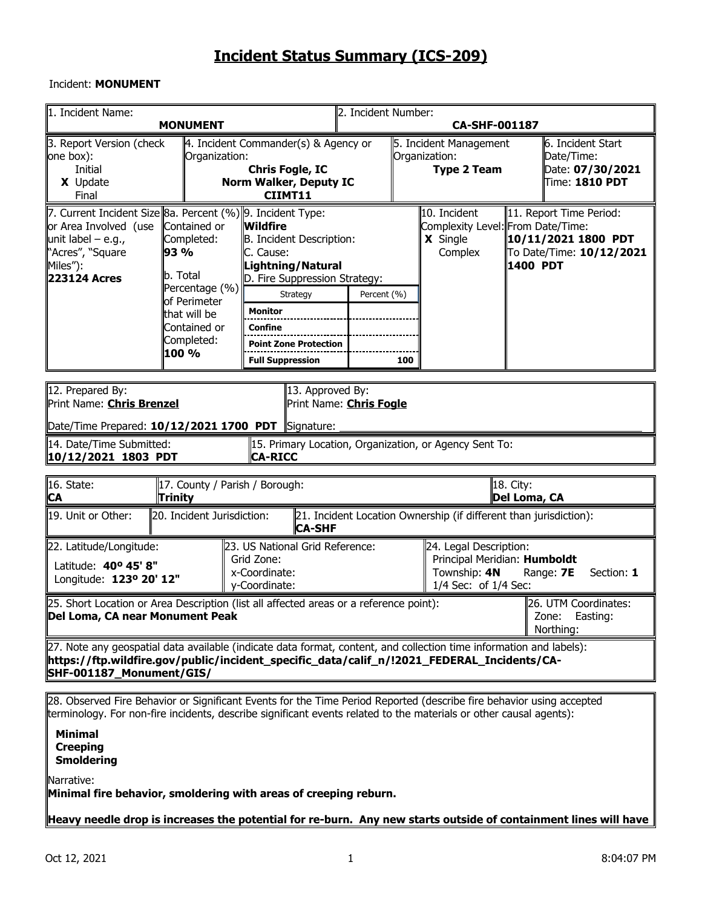# Incident Status Summary (ICS-209)

Incident: **MONUMENT**

| 1. Incident Name: **MONUMENT** | 2. Incident Number: **CA-SHF-001187** |
|---|---|

| 3. Report Version (check one box): | 4. Incident Commander(s) & Agency or Organization: | 5. Incident Management Organization: | 6. Incident Start Date/Time: |
|---|---|---|---|
| Initial<br>**X** Update<br>Final | **Chris Fogle, IC**<br>**Norm Walker, Deputy IC**<br>**CIIMT11** | **Type 2 Team** | Date: **07/30/2021**<br>Time: **1810 PDT** |

| 7. Current Incident Size or Area Involved (use unit label – e.g., "Acres", "Square Miles"): | 8a. Percent (%) Contained or Completed: | 9. Incident Type: | 10. Incident Complexity Level: | 11. Report Time Period: |
|---|---|---|---|---|
| **223124 Acres** | **93 %**<br>b. Total Percentage (%) of Perimeter that will be Contained or Completed: **100 %** | **Wildfire**<br>B. Incident Description:<br>C. Cause: **Lightning/Natural**<br>D. Fire Suppression Strategy: | **X** Single<br>Complex | From Date/Time: **10/11/2021 1800 PDT**<br>To Date/Time: **10/12/2021 1400 PDT** |

| Strategy | Percent (%) |
|---|---|
| **Monitor** | |
| **Confine** | |
| **Point Zone Protection** | |
| **Full Suppression** | **100** |

| 12. Prepared By: | 13. Approved By: |
|---|---|
| Print Name: **Chris Brenzel**<br>Date/Time Prepared: **10/12/2021 1700 PDT** | Print Name: **Chris Fogle**<br>Signature: |

| 14. Date/Time Submitted: | 15. Primary Location, Organization, or Agency Sent To: |
|---|---|
| **10/12/2021 1803 PDT** | **CA-RICC** |

| 16. State: | 17. County / Parish / Borough: | 18. City: |
|---|---|---|
| **CA** | **Trinity** | **Del Loma, CA** |

| 19. Unit or Other: | 20. Incident Jurisdiction: | 21. Incident Location Ownership (if different than jurisdiction): |
|---|---|---|
| | | **CA-SHF** |

| 22. Latitude/Longitude: | 23. US National Grid Reference: | 24. Legal Description: |
|---|---|---|
| Latitude: **40º 45' 8"**<br>Longitude: **123º 20' 12"** | Grid Zone:<br>x-Coordinate:<br>y-Coordinate: | Principal Meridian: **Humboldt**<br>Township: **4N** Range: **7E** Section: **1**<br>1/4 Sec: of 1/4 Sec: |

| 25. Short Location or Area Description (list all affected areas or a reference point): | 26. UTM Coordinates: |
|---|---|
| **Del Loma, CA near Monument Peak** | Zone: Easting:<br>Northing: |

27. Note any geospatial data available (indicate data format, content, and collection time information and labels):
**https://ftp.wildfire.gov/public/incident_specific_data/calif_n/!2021_FEDERAL_Incidents/CA-SHF-001187_Monument/GIS/**

28. Observed Fire Behavior or Significant Events for the Time Period Reported (describe fire behavior using accepted terminology. For non-fire incidents, describe significant events related to the materials or other causal agents):

**Minimal**
**Creeping**
**Smoldering**

Narrative:
**Minimal fire behavior, smoldering with areas of creeping reburn.**

**Heavy needle drop is increases the potential for re-burn. Any new starts outside of containment lines will have**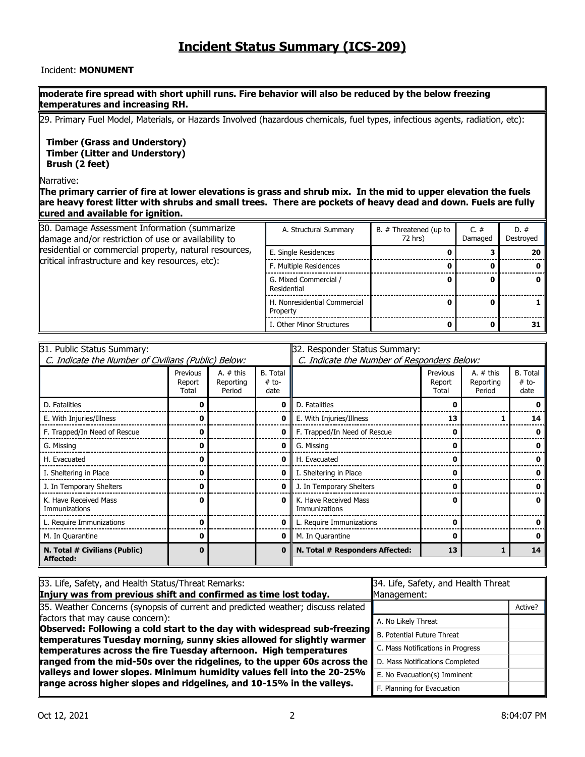# Incident Status Summary (ICS-209)

Incident: **MONUMENT**

**moderate fire spread with short uphill runs. Fire behavior will also be reduced by the below freezing temperatures and increasing RH.**

29. Primary Fuel Model, Materials, or Hazards Involved (hazardous chemicals, fuel types, infectious agents, radiation, etc):

**Timber (Grass and Understory)**
**Timber (Litter and Understory)**
**Brush (2 feet)**

Narrative:
**The primary carrier of fire at lower elevations is grass and shrub mix. In the mid to upper elevation the fuels are heavy forest litter with shrubs and small trees. There are pockets of heavy dead and down. Fuels are fully cured and available for ignition.**

30. Damage Assessment Information (summarize damage and/or restriction of use or availability to residential or commercial property, natural resources, critical infrastructure and key resources, etc):

| A. Structural Summary | B. # Threatened (up to 72 hrs) | C. # Damaged | D. # Destroyed |
|---|---|---|---|
| E. Single Residences | **0** | **3** | **20** |
| F. Multiple Residences | **0** | **0** | **0** |
| G. Mixed Commercial / Residential | **0** | **0** | **0** |
| H. Nonresidential Commercial Property | **0** | **0** | **1** |
| I. Other Minor Structures | **0** | **0** | **31** |

31. Public Status Summary:
*C. Indicate the Number of Civilians (Public) Below:*

| | Previous Report Total | A. # this Reporting Period | B. Total # to-date |
|---|---|---|---|
| D. Fatalities | **0** | | **0** |
| E. With Injuries/Illness | **0** | | **0** |
| F. Trapped/In Need of Rescue | **0** | | **0** |
| G. Missing | **0** | | **0** |
| H. Evacuated | **0** | | **0** |
| I. Sheltering in Place | **0** | | **0** |
| J. In Temporary Shelters | **0** | | **0** |
| K. Have Received Mass Immunizations | **0** | | **0** |
| L. Require Immunizations | **0** | | **0** |
| M. In Quarantine | **0** | | **0** |
| **N. Total # Civilians (Public) Affected:** | **0** | | **0** |

32. Responder Status Summary:
*C. Indicate the Number of Responders Below:*

| | Previous Report Total | A. # this Reporting Period | B. Total # to-date |
|---|---|---|---|
| D. Fatalities | **0** | | **0** |
| E. With Injuries/Illness | **13** | **1** | **14** |
| F. Trapped/In Need of Rescue | **0** | | **0** |
| G. Missing | **0** | | **0** |
| H. Evacuated | **0** | | **0** |
| I. Sheltering in Place | **0** | | **0** |
| J. In Temporary Shelters | **0** | | **0** |
| K. Have Received Mass Immunizations | **0** | | **0** |
| L. Require Immunizations | **0** | | **0** |
| M. In Quarantine | **0** | | **0** |
| **N. Total # Responders Affected:** | **13** | **1** | **14** |

33. Life, Safety, and Health Status/Threat Remarks:
**Injury was from previous shift and confirmed as time lost today.**

34. Life, Safety, and Health Threat Management:

| | Active? |
|---|---|
| A. No Likely Threat | |
| B. Potential Future Threat | |
| C. Mass Notifications in Progress | |
| D. Mass Notifications Completed | |
| E. No Evacuation(s) Imminent | |
| F. Planning for Evacuation | |

35. Weather Concerns (synopsis of current and predicted weather; discuss related factors that may cause concern):
**Observed: Following a cold start to the day with widespread sub-freezing temperatures Tuesday morning, sunny skies allowed for slightly warmer temperatures across the fire Tuesday afternoon. High temperatures ranged from the mid-50s over the ridgelines, to the upper 60s across the valleys and lower slopes. Minimum humidity values fell into the 20-25% range across higher slopes and ridgelines, and 10-15% in the valleys.**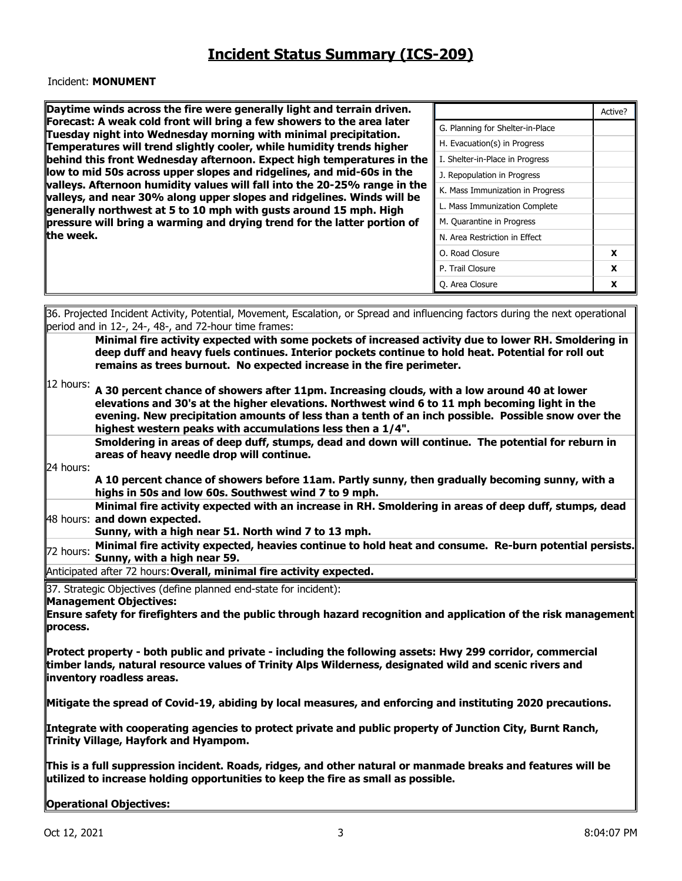# Incident Status Summary (ICS-209)

Incident: **MONUMENT**

**Daytime winds across the fire were generally light and terrain driven. Forecast: A weak cold front will bring a few showers to the area later Tuesday night into Wednesday morning with minimal precipitation. Temperatures will trend slightly cooler, while humidity trends higher behind this front Wednesday afternoon. Expect high temperatures in the low to mid 50s across upper slopes and ridgelines, and mid-60s in the valleys. Afternoon humidity values will fall into the 20-25% range in the valleys, and near 30% along upper slopes and ridgelines. Winds will be generally northwest at 5 to 10 mph with gusts around 15 mph. High pressure will bring a warming and drying trend for the latter portion of the week.**

| | Active? |
|---|---|
| G. Planning for Shelter-in-Place | |
| H. Evacuation(s) in Progress | |
| I. Shelter-in-Place in Progress | |
| J. Repopulation in Progress | |
| K. Mass Immunization in Progress | |
| L. Mass Immunization Complete | |
| M. Quarantine in Progress | |
| N. Area Restriction in Effect | |
| O. Road Closure | X |
| P. Trail Closure | X |
| Q. Area Closure | X |

36. Projected Incident Activity, Potential, Movement, Escalation, or Spread and influencing factors during the next operational period and in 12-, 24-, 48-, and 72-hour time frames:

**Minimal fire activity expected with some pockets of increased activity due to lower RH. Smoldering in deep duff and heavy fuels continues. Interior pockets continue to hold heat. Potential for roll out remains as trees burnout. No expected increase in the fire perimeter.**

12 hours: **A 30 percent chance of showers after 11pm. Increasing clouds, with a low around 40 at lower elevations and 30's at the higher elevations. Northwest wind 6 to 11 mph becoming light in the evening. New precipitation amounts of less than a tenth of an inch possible. Possible snow over the highest western peaks with accumulations less then a 1/4".**

24 hours: **Smoldering in areas of deep duff, stumps, dead and down will continue. The potential for reburn in areas of heavy needle drop will continue.**
**A 10 percent chance of showers before 11am. Partly sunny, then gradually becoming sunny, with a highs in 50s and low 60s. Southwest wind 7 to 9 mph.**

48 hours: **Minimal fire activity expected with an increase in RH. Smoldering in areas of deep duff, stumps, dead and down expected.**
**Sunny, with a high near 51. North wind 7 to 13 mph.**

72 hours: **Minimal fire activity expected, heavies continue to hold heat and consume. Re-burn potential persists. Sunny, with a high near 59.**

Anticipated after 72 hours: **Overall, minimal fire activity expected.**

37. Strategic Objectives (define planned end-state for incident):

**Management Objectives:**

**Ensure safety for firefighters and the public through hazard recognition and application of the risk management process.**

**Protect property - both public and private - including the following assets: Hwy 299 corridor, commercial timber lands, natural resource values of Trinity Alps Wilderness, designated wild and scenic rivers and inventory roadless areas.**

**Mitigate the spread of Covid-19, abiding by local measures, and enforcing and instituting 2020 precautions.**

**Integrate with cooperating agencies to protect private and public property of Junction City, Burnt Ranch, Trinity Village, Hayfork and Hyampom.**

**This is a full suppression incident. Roads, ridges, and other natural or manmade breaks and features will be utilized to increase holding opportunities to keep the fire as small as possible.**

**Operational Objectives:**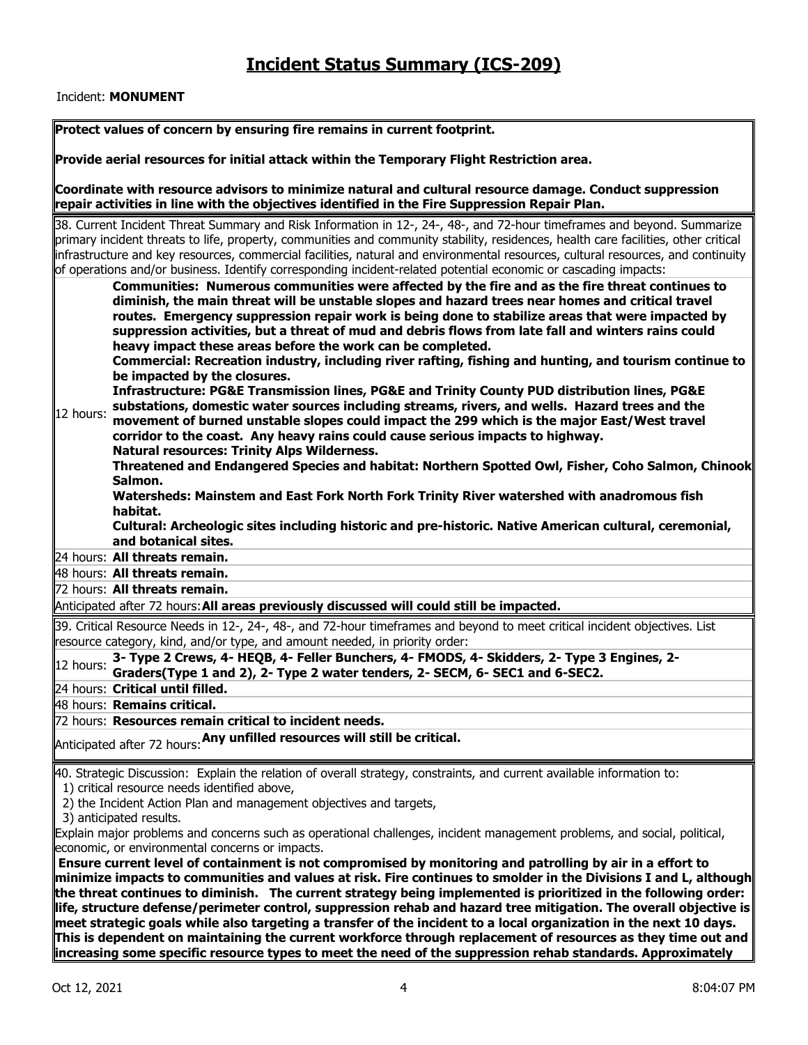# Incident Status Summary (ICS-209)

Incident: **MONUMENT**

**Protect values of concern by ensuring fire remains in current footprint.**

**Provide aerial resources for initial attack within the Temporary Flight Restriction area.**

**Coordinate with resource advisors to minimize natural and cultural resource damage. Conduct suppression repair activities in line with the objectives identified in the Fire Suppression Repair Plan.**

38. Current Incident Threat Summary and Risk Information in 12-, 24-, 48-, and 72-hour timeframes and beyond. Summarize primary incident threats to life, property, communities and community stability, residences, health care facilities, other critical infrastructure and key resources, commercial facilities, natural and environmental resources, cultural resources, and continuity of operations and/or business. Identify corresponding incident-related potential economic or cascading impacts:

| | |
|---|---|
| 12 hours: | **Communities: Numerous communities were affected by the fire and as the fire threat continues to diminish, the main threat will be unstable slopes and hazard trees near homes and critical travel routes. Emergency suppression repair work is being done to stabilize areas that were impacted by suppression activities, but a threat of mud and debris flows from late fall and winters rains could heavy impact these areas before the work can be completed.**<br>**Commercial: Recreation industry, including river rafting, fishing and hunting, and tourism continue to be impacted by the closures.**<br>**Infrastructure: PG&E Transmission lines, PG&E and Trinity County PUD distribution lines, PG&E substations, domestic water sources including streams, rivers, and wells. Hazard trees and the movement of burned unstable slopes could impact the 299 which is the major East/West travel corridor to the coast. Any heavy rains could cause serious impacts to highway.**<br>**Natural resources: Trinity Alps Wilderness.**<br>**Threatened and Endangered Species and habitat: Northern Spotted Owl, Fisher, Coho Salmon, Chinook Salmon.**<br>**Watersheds: Mainstem and East Fork North Fork Trinity River watershed with anadromous fish habitat.**<br>**Cultural: Archeologic sites including historic and pre-historic. Native American cultural, ceremonial, and botanical sites.** |
| 24 hours: | **All threats remain.** |
| 48 hours: | **All threats remain.** |
| 72 hours: | **All threats remain.** |
| Anticipated after 72 hours: | **All areas previously discussed will could still be impacted.** |

39. Critical Resource Needs in 12-, 24-, 48-, and 72-hour timeframes and beyond to meet critical incident objectives. List resource category, kind, and/or type, and amount needed, in priority order:

| | |
|---|---|
| 12 hours: | **3- Type 2 Crews, 4- HEQB, 4- Feller Bunchers, 4- FMODS, 4- Skidders, 2- Type 3 Engines, 2- Graders(Type 1 and 2), 2- Type 2 water tenders, 2- SECM, 6- SEC1 and 6-SEC2.** |
| 24 hours: | **Critical until filled.** |
| 48 hours: | **Remains critical.** |
| 72 hours: | **Resources remain critical to incident needs.** |
| Anticipated after 72 hours: | **Any unfilled resources will still be critical.** |

40. Strategic Discussion: Explain the relation of overall strategy, constraints, and current available information to:
1) critical resource needs identified above,
2) the Incident Action Plan and management objectives and targets,
3) anticipated results.

Explain major problems and concerns such as operational challenges, incident management problems, and social, political, economic, or environmental concerns or impacts.

**Ensure current level of containment is not compromised by monitoring and patrolling by air in a effort to minimize impacts to communities and values at risk. Fire continues to smolder in the Divisions I and L, although the threat continues to diminish. The current strategy being implemented is prioritized in the following order: life, structure defense/perimeter control, suppression rehab and hazard tree mitigation. The overall objective is meet strategic goals while also targeting a transfer of the incident to a local organization in the next 10 days. This is dependent on maintaining the current workforce through replacement of resources as they time out and increasing some specific resource types to meet the need of the suppression rehab standards. Approximately**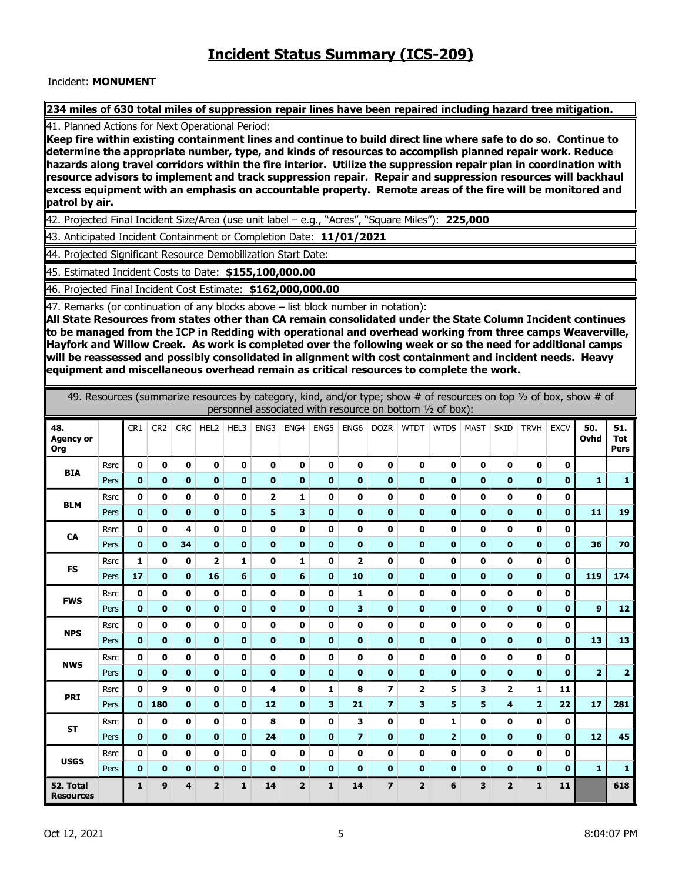# Incident Status Summary (ICS-209)

Incident: **MONUMENT**

**234 miles of 630 total miles of suppression repair lines have been repaired including hazard tree mitigation.**

41. Planned Actions for Next Operational Period:
**Keep fire within existing containment lines and continue to build direct line where safe to do so. Continue to determine the appropriate number, type, and kinds of resources to accomplish planned repair work. Reduce hazards along travel corridors within the fire interior. Utilize the suppression repair plan in coordination with resource advisors to implement and track suppression repair. Repair and suppression resources will backhaul excess equipment with an emphasis on accountable property. Remote areas of the fire will be monitored and patrol by air.**

42. Projected Final Incident Size/Area (use unit label – e.g., "Acres", "Square Miles"): **225,000**

43. Anticipated Incident Containment or Completion Date: **11/01/2021**

44. Projected Significant Resource Demobilization Start Date:

45. Estimated Incident Costs to Date: **$155,100,000.00**

46. Projected Final Incident Cost Estimate: **$162,000,000.00**

47. Remarks (or continuation of any blocks above – list block number in notation):
**All State Resources from states other than CA remain consolidated under the State Column Incident continues to be managed from the ICP in Redding with operational and overhead working from three camps Weaverville, Hayfork and Willow Creek. As work is completed over the following week or so the need for additional camps will be reassessed and possibly consolidated in alignment with cost containment and incident needs. Heavy equipment and miscellaneous overhead remain as critical resources to complete the work.**

49. Resources (summarize resources by category, kind, and/or type; show # of resources on top ½ of box, show # of personnel associated with resource on bottom ½ of box):

| 48. Agency or Org | | CR1 | CR2 | CRC | HEL2 | HEL3 | ENG3 | ENG4 | ENG5 | ENG6 | DOZR | WTDT | WTDS | MAST | SKID | TRVH | EXCV | 50. Ovhd | 51. Tot Pers |
|---|---|---|---|---|---|---|---|---|---|---|---|---|---|---|---|---|---|---|---|
| BIA | Rsrc | 0 | 0 | 0 | 0 | 0 | 0 | 0 | 0 | 0 | 0 | 0 | 0 | 0 | 0 | 0 | 0 | | |
| | Pers | 0 | 0 | 0 | 0 | 0 | 0 | 0 | 0 | 0 | 0 | 0 | 0 | 0 | 0 | 0 | 0 | 1 | 1 |
| BLM | Rsrc | 0 | 0 | 0 | 0 | 0 | 2 | 1 | 0 | 0 | 0 | 0 | 0 | 0 | 0 | 0 | 0 | | |
| | Pers | 0 | 0 | 0 | 0 | 0 | 5 | 3 | 0 | 0 | 0 | 0 | 0 | 0 | 0 | 0 | 0 | 11 | 19 |
| CA | Rsrc | 0 | 0 | 4 | 0 | 0 | 0 | 0 | 0 | 0 | 0 | 0 | 0 | 0 | 0 | 0 | 0 | | |
| | Pers | 0 | 0 | 34 | 0 | 0 | 0 | 0 | 0 | 0 | 0 | 0 | 0 | 0 | 0 | 0 | 0 | 36 | 70 |
| FS | Rsrc | 1 | 0 | 0 | 2 | 1 | 0 | 1 | 0 | 2 | 0 | 0 | 0 | 0 | 0 | 0 | 0 | | |
| | Pers | 17 | 0 | 0 | 16 | 6 | 0 | 6 | 0 | 10 | 0 | 0 | 0 | 0 | 0 | 0 | 0 | 119 | 174 |
| FWS | Rsrc | 0 | 0 | 0 | 0 | 0 | 0 | 0 | 0 | 1 | 0 | 0 | 0 | 0 | 0 | 0 | 0 | | |
| | Pers | 0 | 0 | 0 | 0 | 0 | 0 | 0 | 0 | 3 | 0 | 0 | 0 | 0 | 0 | 0 | 0 | 9 | 12 |
| NPS | Rsrc | 0 | 0 | 0 | 0 | 0 | 0 | 0 | 0 | 0 | 0 | 0 | 0 | 0 | 0 | 0 | 0 | | |
| | Pers | 0 | 0 | 0 | 0 | 0 | 0 | 0 | 0 | 0 | 0 | 0 | 0 | 0 | 0 | 0 | 0 | 13 | 13 |
| NWS | Rsrc | 0 | 0 | 0 | 0 | 0 | 0 | 0 | 0 | 0 | 0 | 0 | 0 | 0 | 0 | 0 | 0 | | |
| | Pers | 0 | 0 | 0 | 0 | 0 | 0 | 0 | 0 | 0 | 0 | 0 | 0 | 0 | 0 | 0 | 0 | 2 | 2 |
| PRI | Rsrc | 0 | 9 | 0 | 0 | 0 | 4 | 0 | 1 | 8 | 7 | 2 | 5 | 3 | 2 | 1 | 11 | | |
| | Pers | 0 | 180 | 0 | 0 | 0 | 12 | 0 | 3 | 21 | 7 | 3 | 5 | 5 | 4 | 2 | 22 | 17 | 281 |
| ST | Rsrc | 0 | 0 | 0 | 0 | 0 | 8 | 0 | 0 | 3 | 0 | 0 | 1 | 0 | 0 | 0 | 0 | | |
| | Pers | 0 | 0 | 0 | 0 | 0 | 24 | 0 | 0 | 7 | 0 | 0 | 2 | 0 | 0 | 0 | 0 | 12 | 45 |
| USGS | Rsrc | 0 | 0 | 0 | 0 | 0 | 0 | 0 | 0 | 0 | 0 | 0 | 0 | 0 | 0 | 0 | 0 | | |
| | Pers | 0 | 0 | 0 | 0 | 0 | 0 | 0 | 0 | 0 | 0 | 0 | 0 | 0 | 0 | 0 | 0 | 1 | 1 |
| 52. Total Resources | | 1 | 9 | 4 | 2 | 1 | 14 | 2 | 1 | 14 | 7 | 2 | 6 | 3 | 2 | 1 | 11 | | 618 |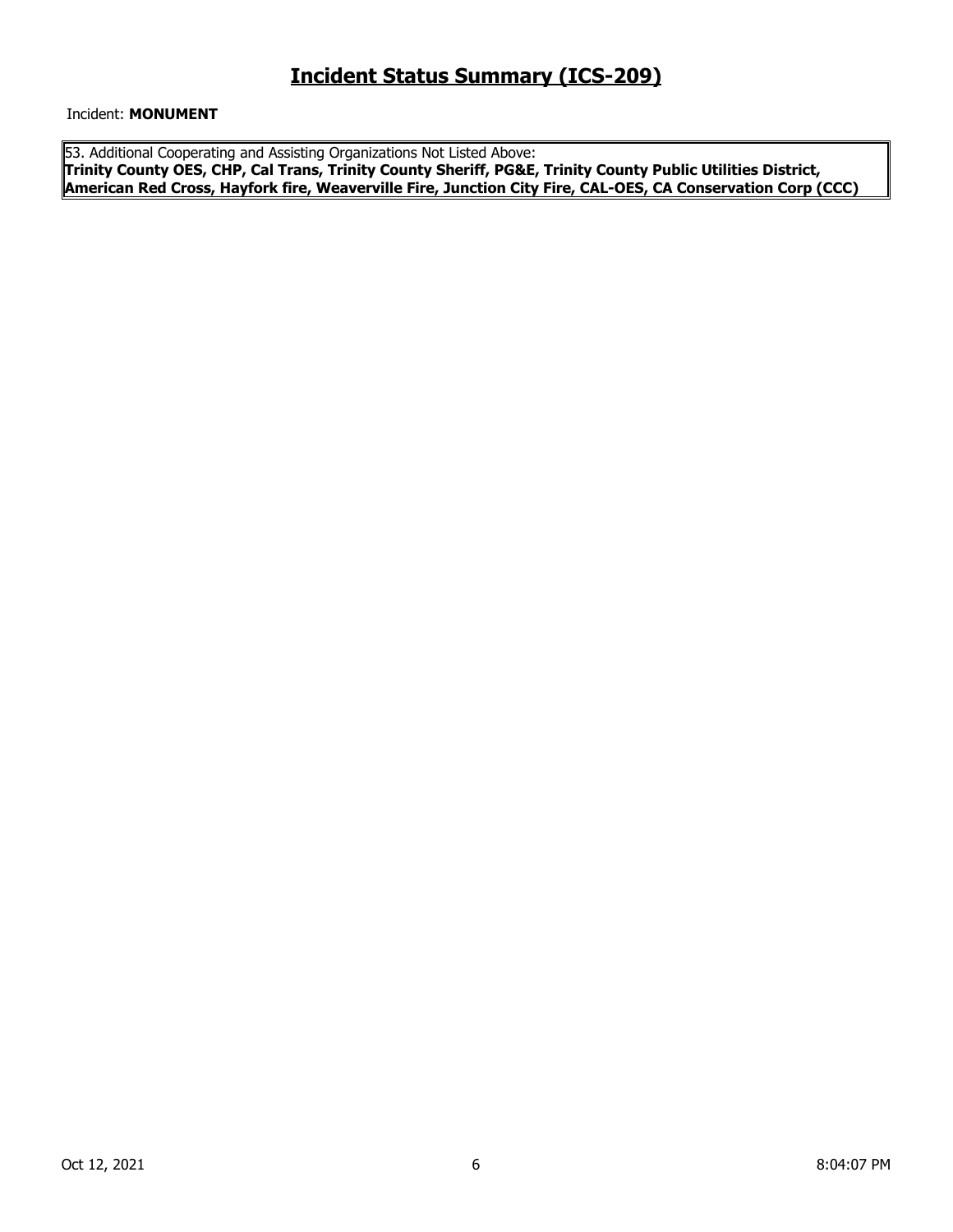# Incident Status Summary (ICS-209)

Incident: **MONUMENT**

53. Additional Cooperating and Assisting Organizations Not Listed Above:
**Trinity County OES, CHP, Cal Trans, Trinity County Sheriff, PG&E, Trinity County Public Utilities District, American Red Cross, Hayfork fire, Weaverville Fire, Junction City Fire, CAL-OES, CA Conservation Corp (CCC)**

Oct 12, 2021 8:04:07 PM